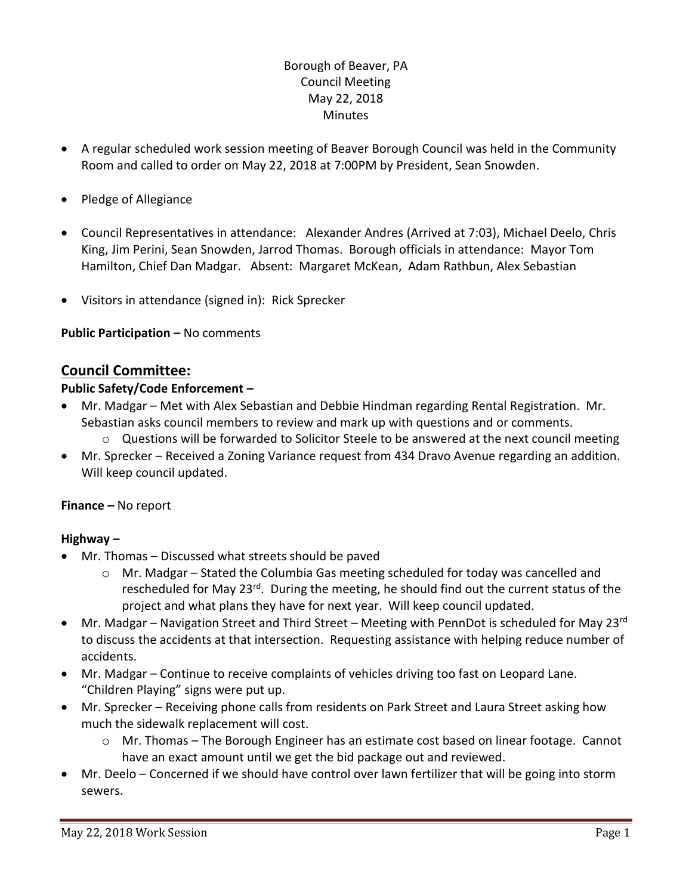Borough of Beaver, PA
Council Meeting
May 22, 2018
Minutes

- A regular scheduled work session meeting of Beaver Borough Council was held in the Community Room and called to order on May 22, 2018 at 7:00PM by President, Sean Snowden.
- Pledge of Allegiance
- Council Representatives in attendance: Alexander Andres (Arrived at 7:03), Michael Deelo, Chris King, Jim Perini, Sean Snowden, Jarrod Thomas. Borough officials in attendance: Mayor Tom Hamilton, Chief Dan Madgar. Absent: Margaret McKean, Adam Rathbun, Alex Sebastian
- Visitors in attendance (signed in): Rick Sprecker

**Public Participation –** No comments

## Council Committee:

**Public Safety/Code Enforcement –**

- Mr. Madgar – Met with Alex Sebastian and Debbie Hindman regarding Rental Registration. Mr. Sebastian asks council members to review and mark up with questions and or comments.
    - Questions will be forwarded to Solicitor Steele to be answered at the next council meeting
- Mr. Sprecker – Received a Zoning Variance request from 434 Dravo Avenue regarding an addition. Will keep council updated.

**Finance –** No report

**Highway –**

- Mr. Thomas – Discussed what streets should be paved
    - Mr. Madgar – Stated the Columbia Gas meeting scheduled for today was cancelled and rescheduled for May 23rd. During the meeting, he should find out the current status of the project and what plans they have for next year. Will keep council updated.
- Mr. Madgar – Navigation Street and Third Street – Meeting with PennDot is scheduled for May 23rd to discuss the accidents at that intersection. Requesting assistance with helping reduce number of accidents.
- Mr. Madgar – Continue to receive complaints of vehicles driving too fast on Leopard Lane. "Children Playing" signs were put up.
- Mr. Sprecker – Receiving phone calls from residents on Park Street and Laura Street asking how much the sidewalk replacement will cost.
    - Mr. Thomas – The Borough Engineer has an estimate cost based on linear footage. Cannot have an exact amount until we get the bid package out and reviewed.
- Mr. Deelo – Concerned if we should have control over lawn fertilizer that will be going into storm sewers.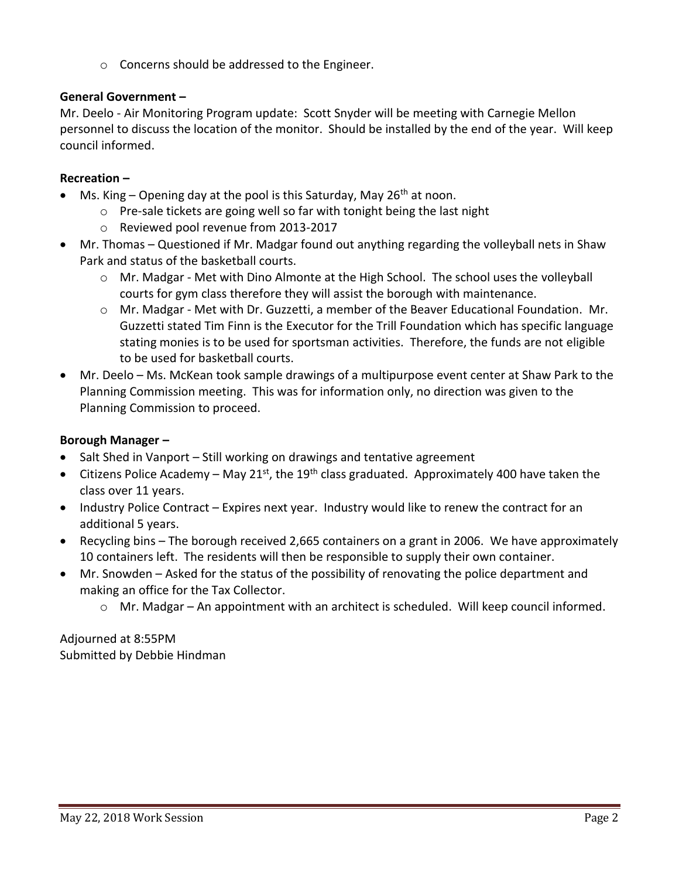- Concerns should be addressed to the Engineer.

**General Government –**

Mr. Deelo - Air Monitoring Program update: Scott Snyder will be meeting with Carnegie Mellon personnel to discuss the location of the monitor. Should be installed by the end of the year. Will keep council informed.

**Recreation –**

- Ms. King – Opening day at the pool is this Saturday, May 26th at noon.
  - Pre-sale tickets are going well so far with tonight being the last night
  - Reviewed pool revenue from 2013-2017
- Mr. Thomas – Questioned if Mr. Madgar found out anything regarding the volleyball nets in Shaw Park and status of the basketball courts.
  - Mr. Madgar - Met with Dino Almonte at the High School. The school uses the volleyball courts for gym class therefore they will assist the borough with maintenance.
  - Mr. Madgar - Met with Dr. Guzzetti, a member of the Beaver Educational Foundation. Mr. Guzzetti stated Tim Finn is the Executor for the Trill Foundation which has specific language stating monies is to be used for sportsman activities. Therefore, the funds are not eligible to be used for basketball courts.
- Mr. Deelo – Ms. McKean took sample drawings of a multipurpose event center at Shaw Park to the Planning Commission meeting. This was for information only, no direction was given to the Planning Commission to proceed.

**Borough Manager –**

- Salt Shed in Vanport – Still working on drawings and tentative agreement
- Citizens Police Academy – May 21st, the 19th class graduated. Approximately 400 have taken the class over 11 years.
- Industry Police Contract – Expires next year. Industry would like to renew the contract for an additional 5 years.
- Recycling bins – The borough received 2,665 containers on a grant in 2006. We have approximately 10 containers left. The residents will then be responsible to supply their own container.
- Mr. Snowden – Asked for the status of the possibility of renovating the police department and making an office for the Tax Collector.
  - Mr. Madgar – An appointment with an architect is scheduled. Will keep council informed.

Adjourned at 8:55PM
Submitted by Debbie Hindman